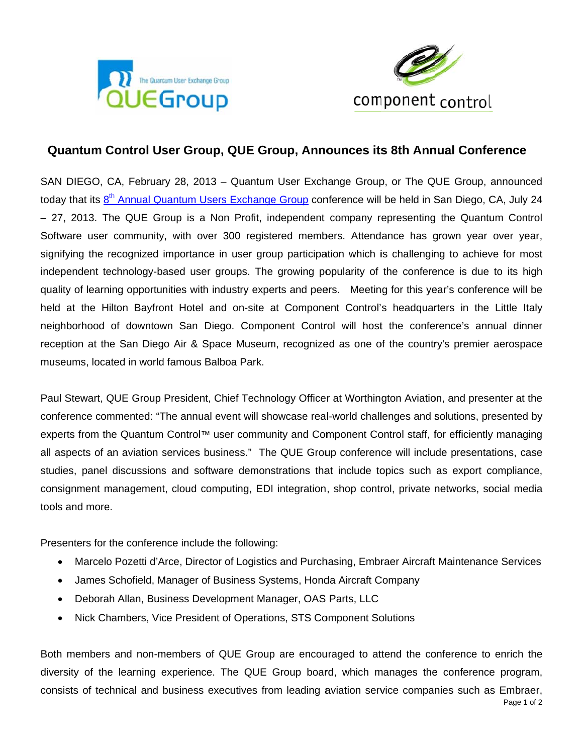# Quantum Control User Group, QUE Group, Announces its 8th Annual Conference

SAN DIEGO, CA, February 28, 2013 – Quantum User Exchange Group, or The QUE Group, announced today that its 8th Annual Quantum Users Exchange Group conference will be held in San Diego, CA, July 24 – 27, 2013. The QUE Group is a Non Profit, independent company representing the Quantum Control Software user community, with over 300 registered members. Attendance has grown year over year, signifying the recognized importance in user group participation which is challenging to achieve for most independent technology-based user groups. The growing popularity of the conference is due to its high quality of learning opportunities with industry experts and peers. Meeting for this year's conference will be held at the Hilton Bayfront Hotel and on-site at Component Control's headquarters in the Little Italy neighborhood of downtown San Diego. Component Control will host the conference's annual dinner reception at the San Diego Air & Space Museum, recognized as one of the country's premier aerospace museums, located in world famous Balboa Park.

Paul Stewart, QUE Group President, Chief Technology Officer at Worthington Aviation, and presenter at the conference commented: "The annual event will showcase real-world challenges and solutions, presented by experts from the Quantum Control™ user community and Component Control staff, for efficiently managing all aspects of an aviation services business." The QUE Group conference will include presentations, case studies, panel discussions and software demonstrations that include topics such as export compliance, consignment management, cloud computing, EDI integration, shop control, private networks, social media tools and more.

Presenters for the conference include the following:

- Marcelo Pozetti d'Arce, Director of Logistics and Purchasing, Embraer Aircraft Maintenance Services
- James Schofield, Manager of Business Systems, Honda Aircraft Company
- Deborah Allan, Business Development Manager, OAS Parts, LLC
- Nick Chambers, Vice President of Operations, STS Component Solutions

Both members and non-members of QUE Group are encouraged to attend the conference to enrich the diversity of the learning experience. The QUE Group board, which manages the conference program, consists of technical and business executives from leading aviation service companies such as Embraer,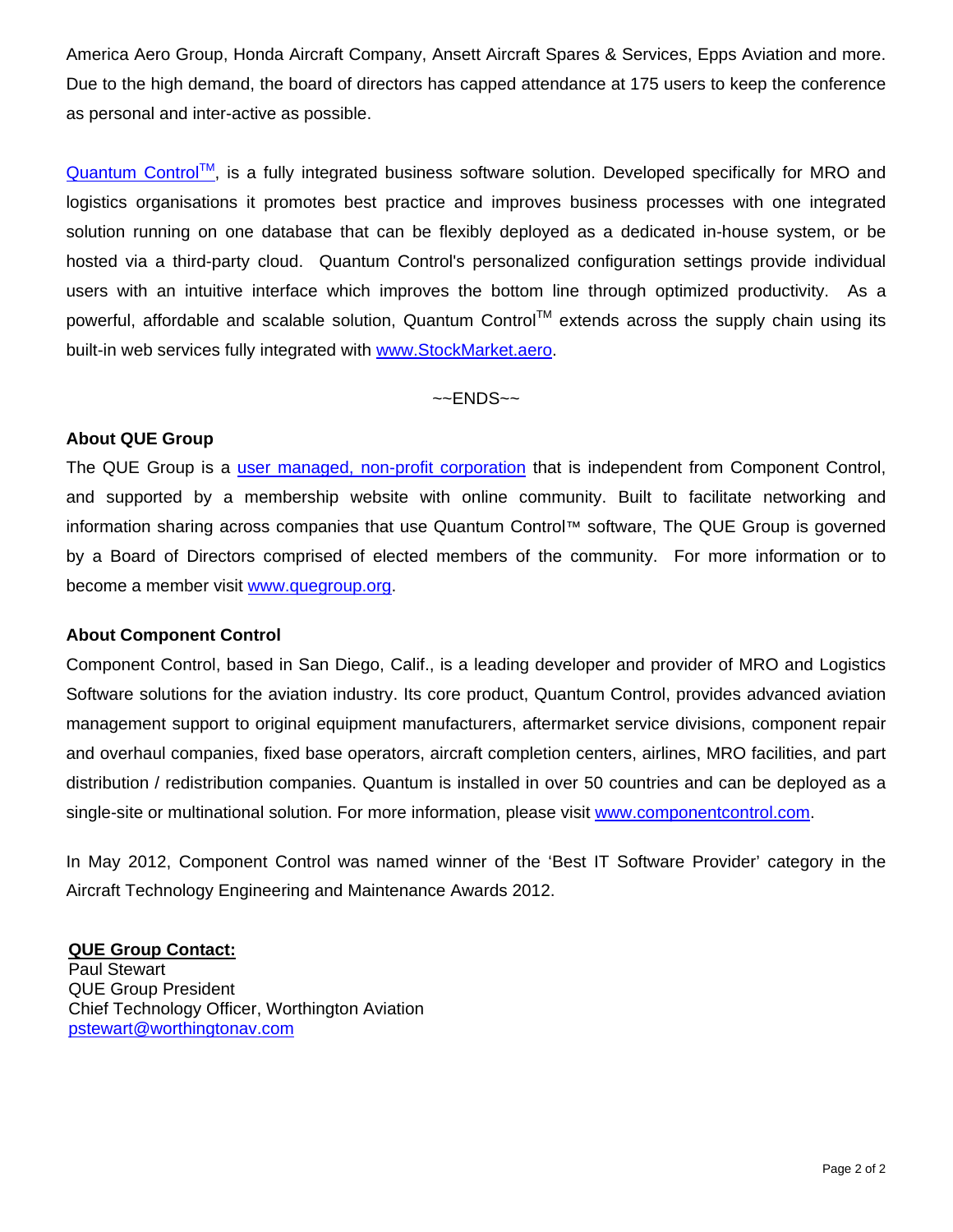America Aero Group, Honda Aircraft Company, Ansett Aircraft Spares & Services, Epps Aviation and more. Due to the high demand, the board of directors has capped attendance at 175 users to keep the conference as personal and inter-active as possible.

Quantum Control™, is a fully integrated business software solution. Developed specifically for MRO and logistics organisations it promotes best practice and improves business processes with one integrated solution running on one database that can be flexibly deployed as a dedicated in-house system, or be hosted via a third-party cloud. Quantum Control's personalized configuration settings provide individual users with an intuitive interface which improves the bottom line through optimized productivity. As a powerful, affordable and scalable solution, Quantum Control™ extends across the supply chain using its built-in web services fully integrated with www.StockMarket.aero.

~~ENDS~~

**About QUE Group**

The QUE Group is a user managed, non-profit corporation that is independent from Component Control, and supported by a membership website with online community. Built to facilitate networking and information sharing across companies that use Quantum Control™ software, The QUE Group is governed by a Board of Directors comprised of elected members of the community. For more information or to become a member visit www.quegroup.org.

**About Component Control**

Component Control, based in San Diego, Calif., is a leading developer and provider of MRO and Logistics Software solutions for the aviation industry. Its core product, Quantum Control, provides advanced aviation management support to original equipment manufacturers, aftermarket service divisions, component repair and overhaul companies, fixed base operators, aircraft completion centers, airlines, MRO facilities, and part distribution / redistribution companies. Quantum is installed in over 50 countries and can be deployed as a single-site or multinational solution. For more information, please visit www.componentcontrol.com.

In May 2012, Component Control was named winner of the 'Best IT Software Provider' category in the Aircraft Technology Engineering and Maintenance Awards 2012.

**QUE Group Contact:**
Paul Stewart
QUE Group President
Chief Technology Officer, Worthington Aviation
pstewart@worthingtonav.com